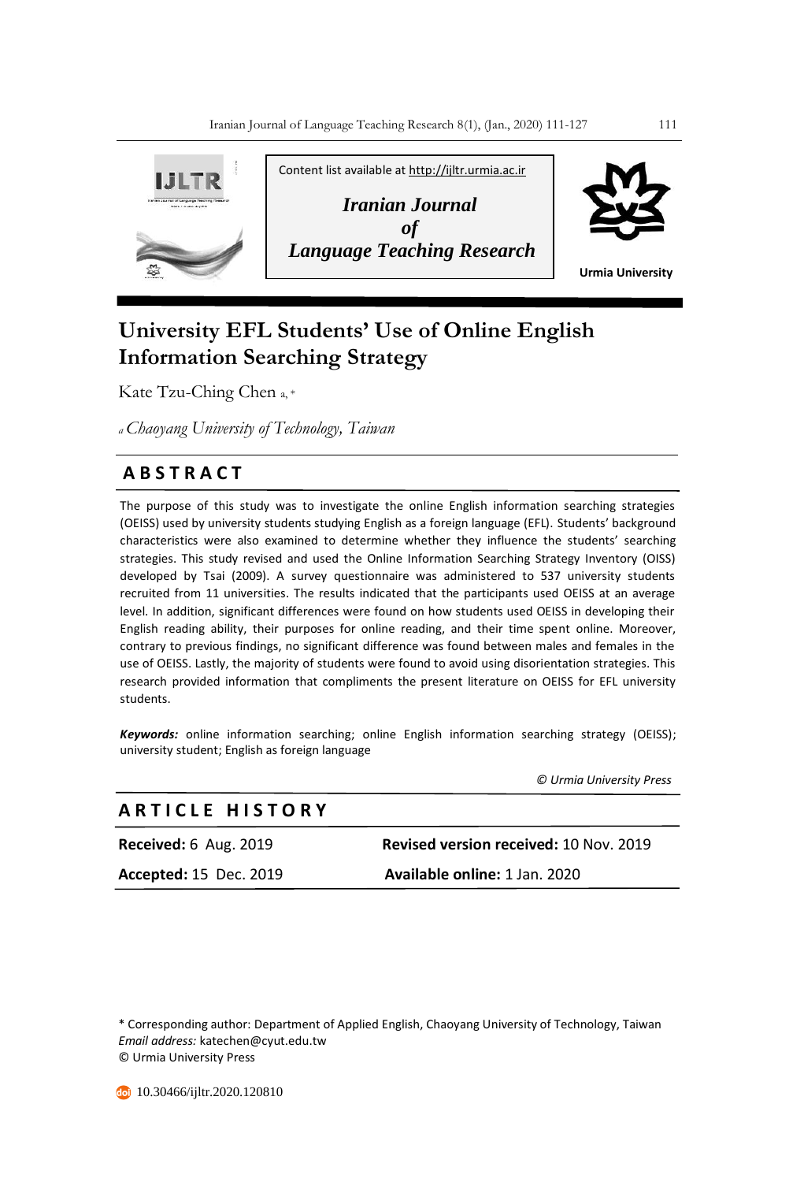Content list available at http://ijltr.urmia.ac.ir

*Iranian Journal of Language Teaching Research*

**Urmia University**

# University EFL Students' Use of Online English Information Searching Strategy

Kate Tzu-Ching Chen [a, *]

[a] *Chaoyang University of Technology, Taiwan*

## ABSTRACT

The purpose of this study was to investigate the online English information searching strategies (OEISS) used by university students studying English as a foreign language (EFL). Students' background characteristics were also examined to determine whether they influence the students' searching strategies. This study revised and used the Online Information Searching Strategy Inventory (OISS) developed by Tsai (2009). A survey questionnaire was administered to 537 university students recruited from 11 universities. The results indicated that the participants used OEISS at an average level. In addition, significant differences were found on how students used OEISS in developing their English reading ability, their purposes for online reading, and their time spent online. Moreover, contrary to previous findings, no significant difference was found between males and females in the use of OEISS. Lastly, the majority of students were found to avoid using disorientation strategies. This research provided information that compliments the present literature on OEISS for EFL university students.

***Keywords:*** online information searching; online English information searching strategy (OEISS); university student; English as foreign language

*© Urmia University Press*

## ARTICLE HISTORY

| | |
|---|---|
| **Received:** 6 Aug. 2019 | **Revised version received:** 10 Nov. 2019 |
| **Accepted:** 15 Dec. 2019 | **Available online:** 1 Jan. 2020 |

\* Corresponding author: Department of Applied English, Chaoyang University of Technology, Taiwan
*Email address:* katechen@cyut.edu.tw
© Urmia University Press

10.30466/ijltr.2020.120810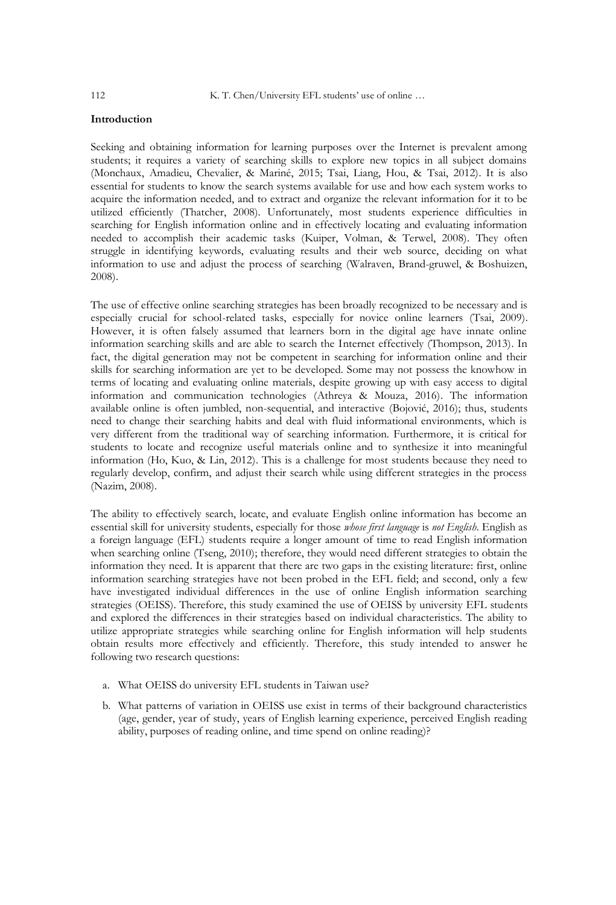**Introduction**

Seeking and obtaining information for learning purposes over the Internet is prevalent among students; it requires a variety of searching skills to explore new topics in all subject domains (Monchaux, Amadieu, Chevalier, & Mariné, 2015; Tsai, Liang, Hou, & Tsai, 2012). It is also essential for students to know the search systems available for use and how each system works to acquire the information needed, and to extract and organize the relevant information for it to be utilized efficiently (Thatcher, 2008). Unfortunately, most students experience difficulties in searching for English information online and in effectively locating and evaluating information needed to accomplish their academic tasks (Kuiper, Volman, & Terwel, 2008). They often struggle in identifying keywords, evaluating results and their web source, deciding on what information to use and adjust the process of searching (Walraven, Brand-gruwel, & Boshuizen, 2008).

The use of effective online searching strategies has been broadly recognized to be necessary and is especially crucial for school-related tasks, especially for novice online learners (Tsai, 2009). However, it is often falsely assumed that learners born in the digital age have innate online information searching skills and are able to search the Internet effectively (Thompson, 2013). In fact, the digital generation may not be competent in searching for information online and their skills for searching information are yet to be developed. Some may not possess the knowhow in terms of locating and evaluating online materials, despite growing up with easy access to digital information and communication technologies (Athreya & Mouza, 2016). The information available online is often jumbled, non-sequential, and interactive (Bojović, 2016); thus, students need to change their searching habits and deal with fluid informational environments, which is very different from the traditional way of searching information. Furthermore, it is critical for students to locate and recognize useful materials online and to synthesize it into meaningful information (Ho, Kuo, & Lin, 2012). This is a challenge for most students because they need to regularly develop, confirm, and adjust their search while using different strategies in the process (Nazim, 2008).

The ability to effectively search, locate, and evaluate English online information has become an essential skill for university students, especially for those *whose first language* is *not English*. English as a foreign language (EFL) students require a longer amount of time to read English information when searching online (Tseng, 2010); therefore, they would need different strategies to obtain the information they need. It is apparent that there are two gaps in the existing literature: first, online information searching strategies have not been probed in the EFL field; and second, only a few have investigated individual differences in the use of online English information searching strategies (OEISS). Therefore, this study examined the use of OEISS by university EFL students and explored the differences in their strategies based on individual characteristics. The ability to utilize appropriate strategies while searching online for English information will help students obtain results more effectively and efficiently. Therefore, this study intended to answer he following two research questions:

a. What OEISS do university EFL students in Taiwan use?

b. What patterns of variation in OEISS use exist in terms of their background characteristics (age, gender, year of study, years of English learning experience, perceived English reading ability, purposes of reading online, and time spend on online reading)?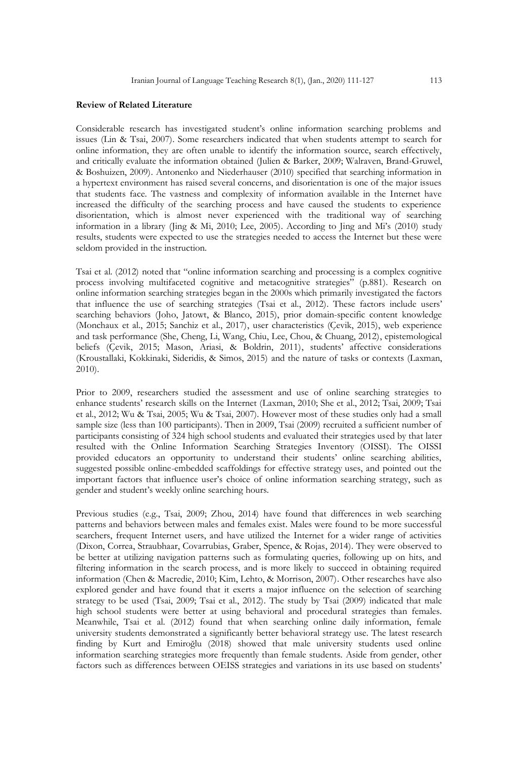**Review of Related Literature**

Considerable research has investigated student's online information searching problems and issues (Lin & Tsai, 2007). Some researchers indicated that when students attempt to search for online information, they are often unable to identify the information source, search effectively, and critically evaluate the information obtained (Julien & Barker, 2009; Walraven, Brand-Gruwel, & Boshuizen, 2009). Antonenko and Niederhauser (2010) specified that searching information in a hypertext environment has raised several concerns, and disorientation is one of the major issues that students face. The vastness and complexity of information available in the Internet have increased the difficulty of the searching process and have caused the students to experience disorientation, which is almost never experienced with the traditional way of searching information in a library (Jing & Mi, 2010; Lee, 2005). According to Jing and Mi's (2010) study results, students were expected to use the strategies needed to access the Internet but these were seldom provided in the instruction.

Tsai et al. (2012) noted that "online information searching and processing is a complex cognitive process involving multifaceted cognitive and metacognitive strategies" (p.881). Research on online information searching strategies began in the 2000s which primarily investigated the factors that influence the use of searching strategies (Tsai et al., 2012). These factors include users' searching behaviors (Joho, Jatowt, & Blanco, 2015), prior domain-specific content knowledge (Monchaux et al., 2015; Sanchiz et al., 2017), user characteristics (Çevik, 2015), web experience and task performance (She, Cheng, Li, Wang, Chiu, Lee, Chou, & Chuang, 2012), epistemological beliefs (Çevik, 2015; Mason, Ariasi, & Boldrin, 2011), students' affective considerations (Kroustallaki, Kokkinaki, Sideridis, & Simos, 2015) and the nature of tasks or contexts (Laxman, 2010).

Prior to 2009, researchers studied the assessment and use of online searching strategies to enhance students' research skills on the Internet (Laxman, 2010; She et al., 2012; Tsai, 2009; Tsai et al., 2012; Wu & Tsai, 2005; Wu & Tsai, 2007). However most of these studies only had a small sample size (less than 100 participants). Then in 2009, Tsai (2009) recruited a sufficient number of participants consisting of 324 high school students and evaluated their strategies used by that later resulted with the Online Information Searching Strategies Inventory (OISSI). The OISSI provided educators an opportunity to understand their students' online searching abilities, suggested possible online-embedded scaffoldings for effective strategy uses, and pointed out the important factors that influence user's choice of online information searching strategy, such as gender and student's weekly online searching hours.

Previous studies (e.g., Tsai, 2009; Zhou, 2014) have found that differences in web searching patterns and behaviors between males and females exist. Males were found to be more successful searchers, frequent Internet users, and have utilized the Internet for a wider range of activities (Dixon, Correa, Straubhaar, Covarrubias, Graber, Spence, & Rojas, 2014). They were observed to be better at utilizing navigation patterns such as formulating queries, following up on hits, and filtering information in the search process, and is more likely to succeed in obtaining required information (Chen & Macredie, 2010; Kim, Lehto, & Morrison, 2007). Other researches have also explored gender and have found that it exerts a major influence on the selection of searching strategy to be used (Tsai, 2009; Tsai et al., 2012). The study by Tsai (2009) indicated that male high school students were better at using behavioral and procedural strategies than females. Meanwhile, Tsai et al. (2012) found that when searching online daily information, female university students demonstrated a significantly better behavioral strategy use. The latest research finding by Kurt and Emiroğlu (2018) showed that male university students used online information searching strategies more frequently than female students. Aside from gender, other factors such as differences between OEISS strategies and variations in its use based on students'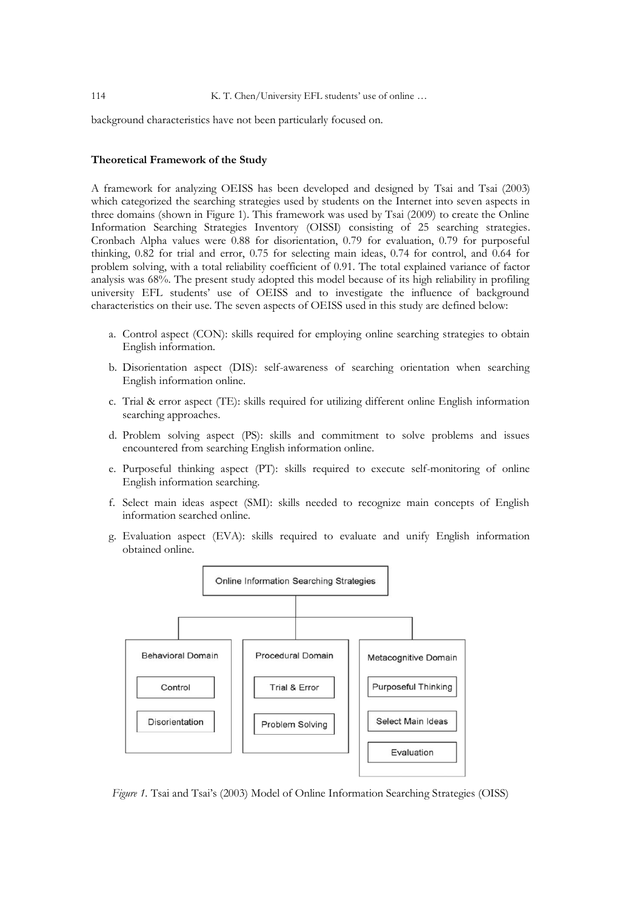background characteristics have not been particularly focused on.

### Theoretical Framework of the Study

A framework for analyzing OEISS has been developed and designed by Tsai and Tsai (2003) which categorized the searching strategies used by students on the Internet into seven aspects in three domains (shown in Figure 1). This framework was used by Tsai (2009) to create the Online Information Searching Strategies Inventory (OISSI) consisting of 25 searching strategies. Cronbach Alpha values were 0.88 for disorientation, 0.79 for evaluation, 0.79 for purposeful thinking, 0.82 for trial and error, 0.75 for selecting main ideas, 0.74 for control, and 0.64 for problem solving, with a total reliability coefficient of 0.91. The total explained variance of factor analysis was 68%. The present study adopted this model because of its high reliability in profiling university EFL students' use of OEISS and to investigate the influence of background characteristics on their use. The seven aspects of OEISS used in this study are defined below:

a. Control aspect (CON): skills required for employing online searching strategies to obtain English information.
b. Disorientation aspect (DIS): self-awareness of searching orientation when searching English information online.
c. Trial & error aspect (TE): skills required for utilizing different online English information searching approaches.
d. Problem solving aspect (PS): skills and commitment to solve problems and issues encountered from searching English information online.
e. Purposeful thinking aspect (PT): skills required to execute self-monitoring of online English information searching.
f. Select main ideas aspect (SMI): skills needed to recognize main concepts of English information searched online.
g. Evaluation aspect (EVA): skills required to evaluate and unify English information obtained online.

Online Information Searching Strategies

- Behavioral Domain
  - Control
  - Disorientation
- Procedural Domain
  - Trial & Error
  - Problem Solving
- Metacognitive Domain
  - Purposeful Thinking
  - Select Main Ideas
  - Evaluation

*Figure 1.* Tsai and Tsai's (2003) Model of Online Information Searching Strategies (OISS)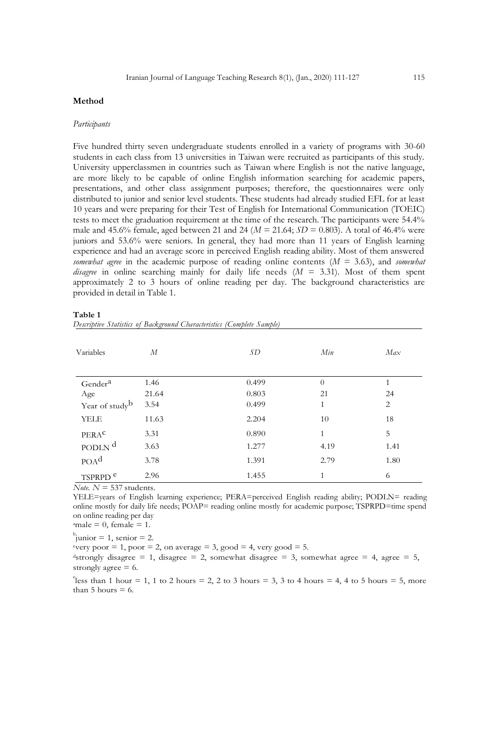## Method

### *Participants*

Five hundred thirty seven undergraduate students enrolled in a variety of programs with 30-60 students in each class from 13 universities in Taiwan were recruited as participants of this study. University upperclassmen in countries such as Taiwan where English is not the native language, are more likely to be capable of online English information searching for academic papers, presentations, and other class assignment purposes; therefore, the questionnaires were only distributed to junior and senior level students. These students had already studied EFL for at least 10 years and were preparing for their Test of English for International Communication (TOEIC) tests to meet the graduation requirement at the time of the research. The participants were 54.4% male and 45.6% female, aged between 21 and 24 ($M$ = 21.64; $SD$ = 0.803). A total of 46.4% were juniors and 53.6% were seniors. In general, they had more than 11 years of English learning experience and had an average score in perceived English reading ability. Most of them answered *somewhat agree* in the academic purpose of reading online contents ($M$ = 3.63), and *somewhat disagree* in online searching mainly for daily life needs ($M$ = 3.31). Most of them spent approximately 2 to 3 hours of online reading per day. The background characteristics are provided in detail in Table 1.

**Table 1**

*Descriptive Statistics of Background Characteristics (Complete Sample)*

| Variables | *M* | *SD* | *Min* | *Max* |
|---|---|---|---|---|
| Gender[a] | 1.46 | 0.499 | 0 | 1 |
| Age | 21.64 | 0.803 | 21 | 24 |
| Year of study[b] | 3.54 | 0.499 | 1 | 2 |
| YELE | 11.63 | 2.204 | 10 | 18 |
| PERA[c] | 3.31 | 0.890 | 1 | 5 |
| PODLN[d] | 3.63 | 1.277 | 4.19 | 1.41 |
| POA[d] | 3.78 | 1.391 | 2.79 | 1.80 |
| TSPRPD[e] | 2.96 | 1.455 | 1 | 6 |

*Note.* $N$ = 537 students.

YELE=years of English learning experience; PERA=perceived English reading ability; PODLN= reading online mostly for daily life needs; POAP= reading online mostly for academic purpose; TSPRPD=time spend on online reading per day

[a]male = 0, female = 1.

[b]junior = 1, senior = 2.

[c]very poor = 1, poor = 2, on average = 3, good = 4, very good = 5.

[d]strongly disagree = 1, disagree = 2, somewhat disagree = 3, somewhat agree = 4, agree = 5, strongly agree = 6.

[e]less than 1 hour = 1, 1 to 2 hours = 2, 2 to 3 hours = 3, 3 to 4 hours = 4, 4 to 5 hours = 5, more than 5 hours = 6.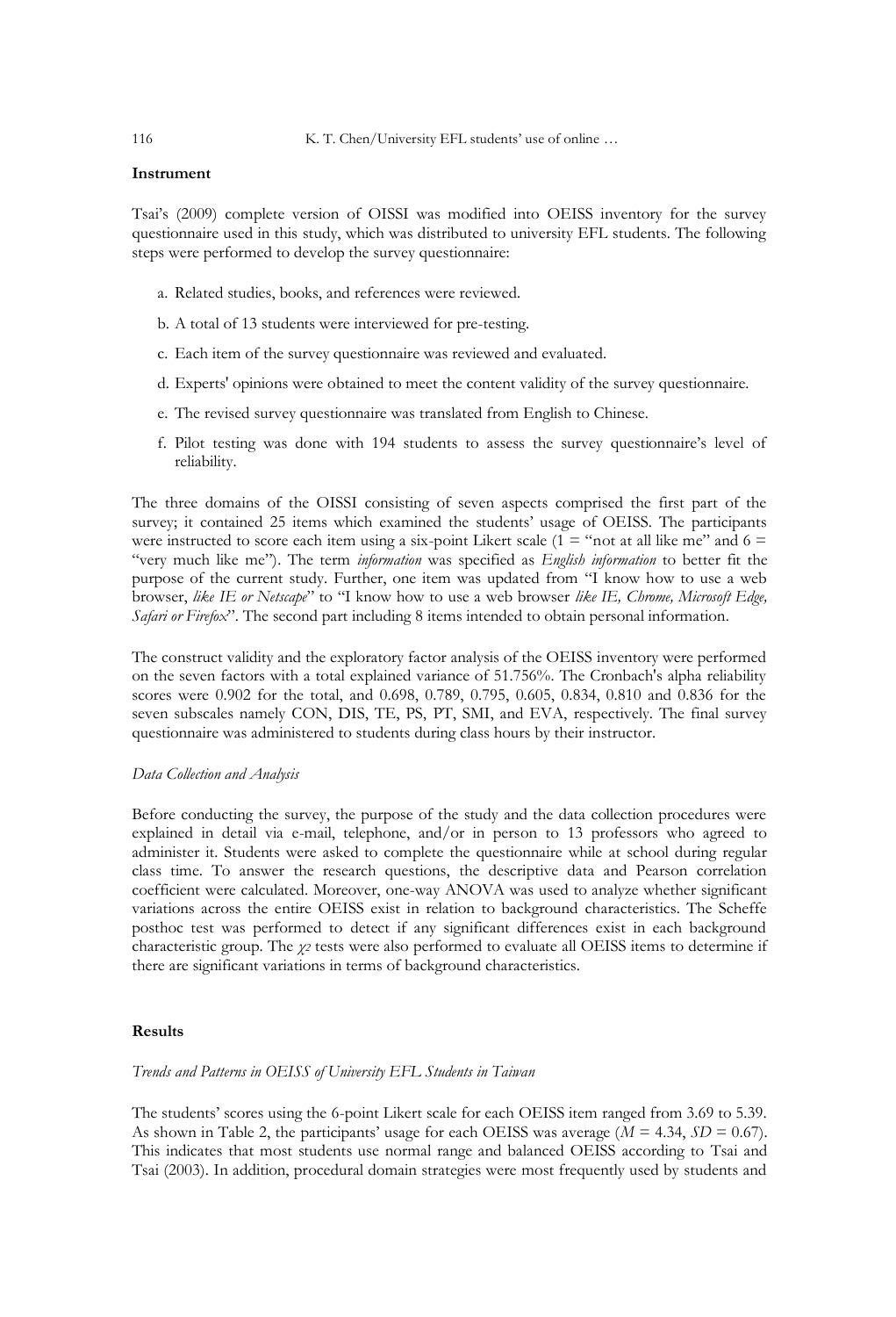**Instrument**

Tsai's (2009) complete version of OISSI was modified into OEISS inventory for the survey questionnaire used in this study, which was distributed to university EFL students. The following steps were performed to develop the survey questionnaire:

a. Related studies, books, and references were reviewed.

b. A total of 13 students were interviewed for pre-testing.

c. Each item of the survey questionnaire was reviewed and evaluated.

d. Experts' opinions were obtained to meet the content validity of the survey questionnaire.

e. The revised survey questionnaire was translated from English to Chinese.

f. Pilot testing was done with 194 students to assess the survey questionnaire's level of reliability.

The three domains of the OISSI consisting of seven aspects comprised the first part of the survey; it contained 25 items which examined the students' usage of OEISS. The participants were instructed to score each item using a six-point Likert scale (1 = "not at all like me" and 6 = "very much like me"). The term *information* was specified as *English information* to better fit the purpose of the current study. Further, one item was updated from "I know how to use a web browser, *like IE or Netscape*" to "I know how to use a web browser *like IE, Chrome, Microsoft Edge, Safari or Firefox*". The second part including 8 items intended to obtain personal information.

The construct validity and the exploratory factor analysis of the OEISS inventory were performed on the seven factors with a total explained variance of 51.756%. The Cronbach's alpha reliability scores were 0.902 for the total, and 0.698, 0.789, 0.795, 0.605, 0.834, 0.810 and 0.836 for the seven subscales namely CON, DIS, TE, PS, PT, SMI, and EVA, respectively. The final survey questionnaire was administered to students during class hours by their instructor.

*Data Collection and Analysis*

Before conducting the survey, the purpose of the study and the data collection procedures were explained in detail via e-mail, telephone, and/or in person to 13 professors who agreed to administer it. Students were asked to complete the questionnaire while at school during regular class time. To answer the research questions, the descriptive data and Pearson correlation coefficient were calculated. Moreover, one-way ANOVA was used to analyze whether significant variations across the entire OEISS exist in relation to background characteristics. The Scheffe posthoc test was performed to detect if any significant differences exist in each background characteristic group. The $\chi^2$ tests were also performed to evaluate all OEISS items to determine if there are significant variations in terms of background characteristics.

**Results**

*Trends and Patterns in OEISS of University EFL Students in Taiwan*

The students' scores using the 6-point Likert scale for each OEISS item ranged from 3.69 to 5.39. As shown in Table 2, the participants' usage for each OEISS was average ($M = 4.34$, $SD = 0.67$). This indicates that most students use normal range and balanced OEISS according to Tsai and Tsai (2003). In addition, procedural domain strategies were most frequently used by students and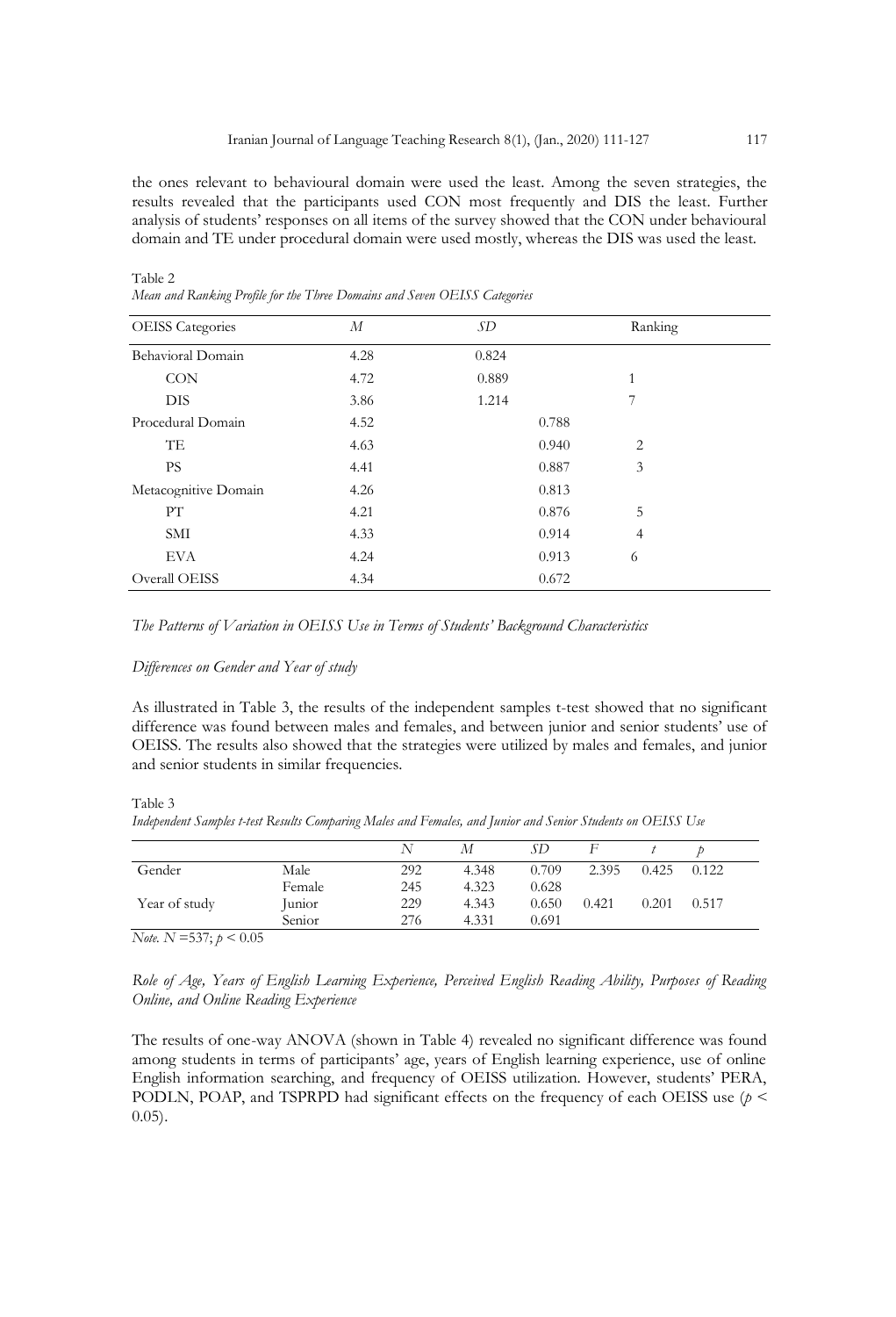the ones relevant to behavioural domain were used the least. Among the seven strategies, the results revealed that the participants used CON most frequently and DIS the least. Further analysis of students' responses on all items of the survey showed that the CON under behavioural domain and TE under procedural domain were used mostly, whereas the DIS was used the least.

Table 2

*Mean and Ranking Profile for the Three Domains and Seven OEISS Categories*

| OEISS Categories | *M* | *SD* | Ranking |
|---|---|---|---|
| Behavioral Domain | 4.28 | 0.824 | |
| CON | 4.72 | 0.889 | 1 |
| DIS | 3.86 | 1.214 | 7 |
| Procedural Domain | 4.52 | 0.788 | |
| TE | 4.63 | 0.940 | 2 |
| PS | 4.41 | 0.887 | 3 |
| Metacognitive Domain | 4.26 | 0.813 | |
| PT | 4.21 | 0.876 | 5 |
| SMI | 4.33 | 0.914 | 4 |
| EVA | 4.24 | 0.913 | 6 |
| Overall OEISS | 4.34 | 0.672 | |

*The Patterns of Variation in OEISS Use in Terms of Students' Background Characteristics*

*Differences on Gender and Year of study*

As illustrated in Table 3, the results of the independent samples t-test showed that no significant difference was found between males and females, and between junior and senior students' use of OEISS. The results also showed that the strategies were utilized by males and females, and junior and senior students in similar frequencies.

Table 3

*Independent Samples t-test Results Comparing Males and Females, and Junior and Senior Students on OEISS Use*

| | | *N* | *M* | *SD* | *F* | *t* | *p* |
|---|---|---|---|---|---|---|---|
| Gender | Male | 292 | 4.348 | 0.709 | 2.395 | 0.425 | 0.122 |
| | Female | 245 | 4.323 | 0.628 | | | |
| Year of study | Junior | 229 | 4.343 | 0.650 | 0.421 | 0.201 | 0.517 |
| | Senior | 276 | 4.331 | 0.691 | | | |

*Note.* $N = 537$; $p < 0.05$

*Role of Age, Years of English Learning Experience, Perceived English Reading Ability, Purposes of Reading Online, and Online Reading Experience*

The results of one-way ANOVA (shown in Table 4) revealed no significant difference was found among students in terms of participants' age, years of English learning experience, use of online English information searching, and frequency of OEISS utilization. However, students' PERA, PODLN, POAP, and TSPRPD had significant effects on the frequency of each OEISS use ($p < 0.05$).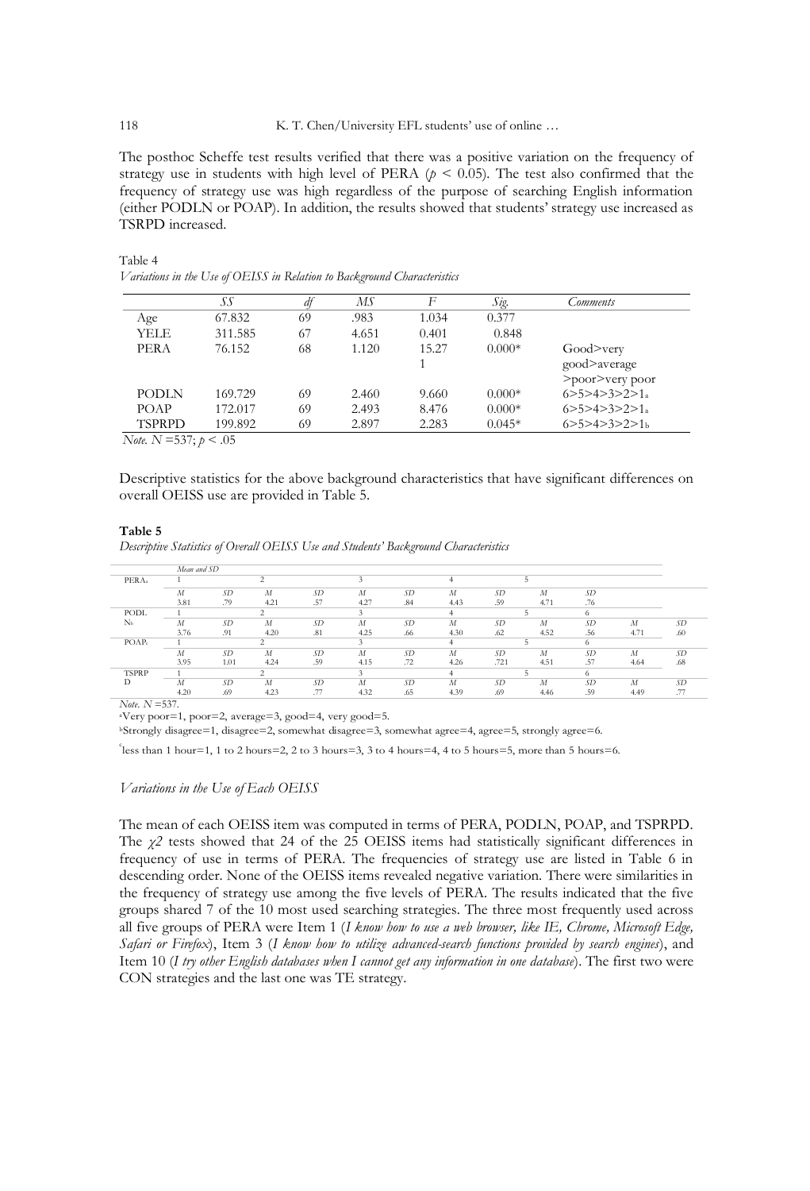The posthoc Scheffe test results verified that there was a positive variation on the frequency of strategy use in students with high level of PERA ($p < 0.05$). The test also confirmed that the frequency of strategy use was high regardless of the purpose of searching English information (either PODLN or POAP). In addition, the results showed that students' strategy use increased as TSRPD increased.

Table 4

*Variations in the Use of OEISS in Relation to Background Characteristics*

| | *SS* | *df* | *MS* | *F* | *Sig.* | *Comments* |
|---|---|---|---|---|---|---|
| Age | 67.832 | 69 | .983 | 1.034 | 0.377 | |
| YELE | 311.585 | 67 | 4.651 | 0.401 | 0.848 | |
| PERA | 76.152 | 68 | 1.120 | 15.271 | 0.000* | Good>very good>average >poor>very poor |
| PODLN | 169.729 | 69 | 2.460 | 9.660 | 0.000* | 6>5>4>3>2>1[a] |
| POAP | 172.017 | 69 | 2.493 | 8.476 | 0.000* | 6>5>4>3>2>1[a] |
| TSPRPD | 199.892 | 69 | 2.897 | 2.283 | 0.045* | 6>5>4>3>2>1[b] |

*Note.* $N$ =537; $p < .05$

Descriptive statistics for the above background characteristics that have significant differences on overall OEISS use are provided in Table 5.

**Table 5**

*Descriptive Statistics of Overall OEISS Use and Students' Background Characteristics*

| | *Mean and SD* | | | | | | | | | | | |
|---|---|---|---|---|---|---|---|---|---|---|---|---|
| PERA[a] | 1 | | 2 | | 3 | | 4 | | 5 | | | |
| | *M* | *SD* | *M* | *SD* | *M* | *SD* | *M* | *SD* | *M* | *SD* | | |
| | 3.81 | .79 | 4.21 | .57 | 4.27 | .84 | 4.43 | .59 | 4.71 | .76 | | |
| PODLN[b] | 1 | | 2 | | 3 | | 4 | | 5 | | 6 | |
| | *M* | *SD* | *M* | *SD* | *M* | *SD* | *M* | *SD* | *M* | *SD* | *M* | *SD* |
| | 3.76 | .91 | 4.20 | .81 | 4.25 | .66 | 4.30 | .62 | 4.52 | .56 | 4.71 | .60 |
| POAP[b] | 1 | | 2 | | 3 | | 4 | | 5 | | 6 | |
| | *M* | *SD* | *M* | *SD* | *M* | *SD* | *M* | *SD* | *M* | *SD* | *M* | *SD* |
| | 3.95 | 1.01 | 4.24 | .59 | 4.15 | .72 | 4.26 | .721 | 4.51 | .57 | 4.64 | .68 |
| TSPRPD | 1 | | 2 | | 3 | | 4 | | 5 | | 6 | |
| | *M* | *SD* | *M* | *SD* | *M* | *SD* | *M* | *SD* | *M* | *SD* | *M* | *SD* |
| | 4.20 | .69 | 4.23 | .77 | 4.32 | .65 | 4.39 | .69 | 4.46 | .59 | 4.49 | .77 |

*Note.* $N$ =537.

[a]Very poor=1, poor=2, average=3, good=4, very good=5.

[b]Strongly disagree=1, disagree=2, somewhat disagree=3, somewhat agree=4, agree=5, strongly agree=6.

[c]less than 1 hour=1, 1 to 2 hours=2, 2 to 3 hours=3, 3 to 4 hours=4, 4 to 5 hours=5, more than 5 hours=6.

### *Variations in the Use of Each OEISS*

The mean of each OEISS item was computed in terms of PERA, PODLN, POAP, and TSPRPD. The $\chi 2$ tests showed that 24 of the 25 OEISS items had statistically significant differences in frequency of use in terms of PERA. The frequencies of strategy use are listed in Table 6 in descending order. None of the OEISS items revealed negative variation. There were similarities in the frequency of strategy use among the five levels of PERA. The results indicated that the five groups shared 7 of the 10 most used searching strategies. The three most frequently used across all five groups of PERA were Item 1 (*I know how to use a web browser, like IE, Chrome, Microsoft Edge, Safari or Firefox*), Item 3 (*I know how to utilize advanced-search functions provided by search engines*), and Item 10 (*I try other English databases when I cannot get any information in one database*). The first two were CON strategies and the last one was TE strategy.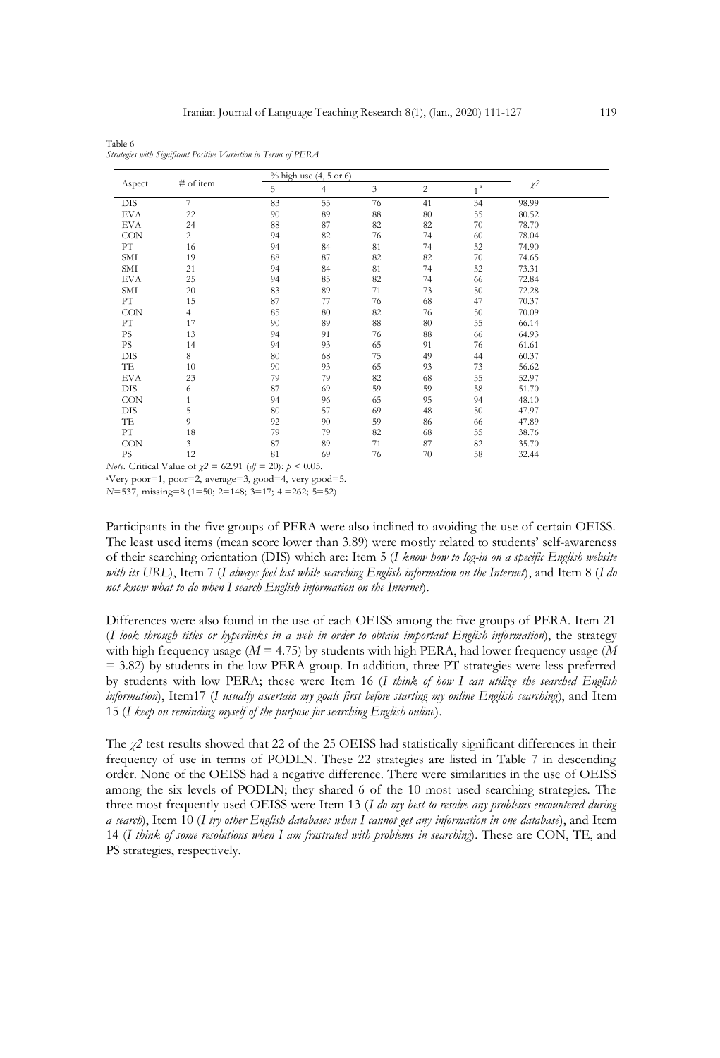Table 6
*Strategies with Significant Positive Variation in Terms of PERA*

| Aspect | # of item | % high use (4, 5 or 6) | | | | | $\chi 2$ |
|---|---|---|---|---|---|---|---|
| | | 5 | 4 | 3 | 2 | 1 [a] | |
| DIS | 7 | 83 | 55 | 76 | 41 | 34 | 98.99 |
| EVA | 22 | 90 | 89 | 88 | 80 | 55 | 80.52 |
| EVA | 24 | 88 | 87 | 82 | 82 | 70 | 78.70 |
| CON | 2 | 94 | 82 | 76 | 74 | 60 | 78.04 |
| PT | 16 | 94 | 84 | 81 | 74 | 52 | 74.90 |
| SMI | 19 | 88 | 87 | 82 | 82 | 70 | 74.65 |
| SMI | 21 | 94 | 84 | 81 | 74 | 52 | 73.31 |
| EVA | 25 | 94 | 85 | 82 | 74 | 66 | 72.84 |
| SMI | 20 | 83 | 89 | 71 | 73 | 50 | 72.28 |
| PT | 15 | 87 | 77 | 76 | 68 | 47 | 70.37 |
| CON | 4 | 85 | 80 | 82 | 76 | 50 | 70.09 |
| PT | 17 | 90 | 89 | 88 | 80 | 55 | 66.14 |
| PS | 13 | 94 | 91 | 76 | 88 | 66 | 64.93 |
| PS | 14 | 94 | 93 | 65 | 91 | 76 | 61.61 |
| DIS | 8 | 80 | 68 | 75 | 49 | 44 | 60.37 |
| TE | 10 | 90 | 93 | 65 | 93 | 73 | 56.62 |
| EVA | 23 | 79 | 79 | 82 | 68 | 55 | 52.97 |
| DIS | 6 | 87 | 69 | 59 | 59 | 58 | 51.70 |
| CON | 1 | 94 | 96 | 65 | 95 | 94 | 48.10 |
| DIS | 5 | 80 | 57 | 69 | 48 | 50 | 47.97 |
| TE | 9 | 92 | 90 | 59 | 86 | 66 | 47.89 |
| PT | 18 | 79 | 79 | 82 | 68 | 55 | 38.76 |
| CON | 3 | 87 | 89 | 71 | 87 | 82 | 35.70 |
| PS | 12 | 81 | 69 | 76 | 70 | 58 | 32.44 |

*Note.* Critical Value of $\chi 2 = 62.91$ ($df = 20$); $p < 0.05$.
[a]Very poor=1, poor=2, average=3, good=4, very good=5.
$N$=537, missing=8 (1=50; 2=148; 3=17; 4 =262; 5=52)

Participants in the five groups of PERA were also inclined to avoiding the use of certain OEISS. The least used items (mean score lower than 3.89) were mostly related to students' self-awareness of their searching orientation (DIS) which are: Item 5 (*I know how to log-in on a specific English website with its URL*), Item 7 (*I always feel lost while searching English information on the Internet*), and Item 8 (*I do not know what to do when I search English information on the Internet*).

Differences were also found in the use of each OEISS among the five groups of PERA. Item 21 (*I look through titles or hyperlinks in a web in order to obtain important English information*), the strategy with high frequency usage ($M$ = 4.75) by students with high PERA, had lower frequency usage ($M$ = 3.82) by students in the low PERA group. In addition, three PT strategies were less preferred by students with low PERA; these were Item 16 (*I think of how I can utilize the searched English information*), Item17 (*I usually ascertain my goals first before starting my online English searching*), and Item 15 (*I keep on reminding myself of the purpose for searching English online*).

The $\chi 2$ test results showed that 22 of the 25 OEISS had statistically significant differences in their frequency of use in terms of PODLN. These 22 strategies are listed in Table 7 in descending order. None of the OEISS had a negative difference. There were similarities in the use of OEISS among the six levels of PODLN; they shared 6 of the 10 most used searching strategies. The three most frequently used OEISS were Item 13 (*I do my best to resolve any problems encountered during a search*), Item 10 (*I try other English databases when I cannot get any information in one database*), and Item 14 (*I think of some resolutions when I am frustrated with problems in searching*). These are CON, TE, and PS strategies, respectively.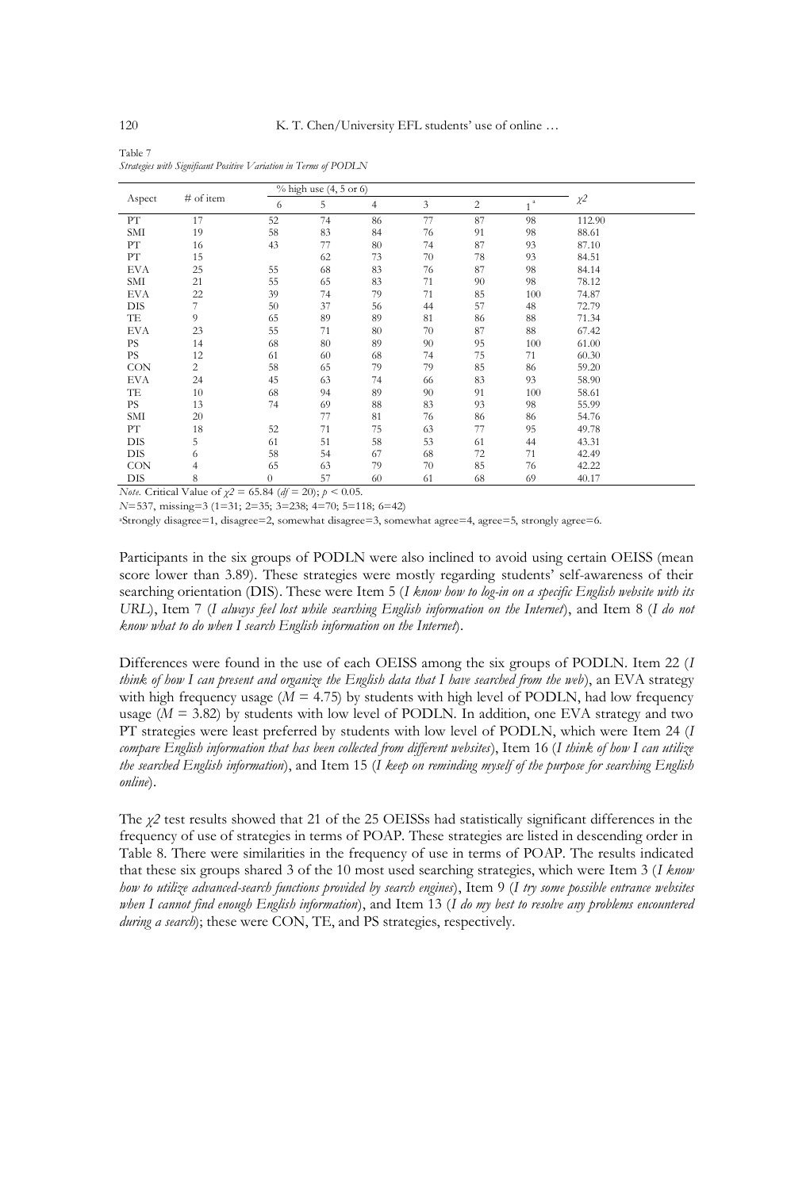Table 7
*Strategies with Significant Positive Variation in Terms of PODLN*

| Aspect | # of item | % high use (4, 5 or 6) | | | | | | $\chi2$ |
|---|---|---|---|---|---|---|---|---|
| | | 6 | 5 | 4 | 3 | 2 | 1 [a] | |
| PT | 17 | 52 | 74 | 86 | 77 | 87 | 98 | 112.90 |
| SMI | 19 | 58 | 83 | 84 | 76 | 91 | 98 | 88.61 |
| PT | 16 | 43 | 77 | 80 | 74 | 87 | 93 | 87.10 |
| PT | 15 | | 62 | 73 | 70 | 78 | 93 | 84.51 |
| EVA | 25 | 55 | 68 | 83 | 76 | 87 | 98 | 84.14 |
| SMI | 21 | 55 | 65 | 83 | 71 | 90 | 98 | 78.12 |
| EVA | 22 | 39 | 74 | 79 | 71 | 85 | 100 | 74.87 |
| DIS | 7 | 50 | 37 | 56 | 44 | 57 | 48 | 72.79 |
| TE | 9 | 65 | 89 | 89 | 81 | 86 | 88 | 71.34 |
| EVA | 23 | 55 | 71 | 80 | 70 | 87 | 88 | 67.42 |
| PS | 14 | 68 | 80 | 89 | 90 | 95 | 100 | 61.00 |
| PS | 12 | 61 | 60 | 68 | 74 | 75 | 71 | 60.30 |
| CON | 2 | 58 | 65 | 79 | 79 | 85 | 86 | 59.20 |
| EVA | 24 | 45 | 63 | 74 | 66 | 83 | 93 | 58.90 |
| TE | 10 | 68 | 94 | 89 | 90 | 91 | 100 | 58.61 |
| PS | 13 | 74 | 69 | 88 | 83 | 93 | 98 | 55.99 |
| SMI | 20 | | 77 | 81 | 76 | 86 | 86 | 54.76 |
| PT | 18 | 52 | 71 | 75 | 63 | 77 | 95 | 49.78 |
| DIS | 5 | 61 | 51 | 58 | 53 | 61 | 44 | 43.31 |
| DIS | 6 | 58 | 54 | 67 | 68 | 72 | 71 | 42.49 |
| CON | 4 | 65 | 63 | 79 | 70 | 85 | 76 | 42.22 |
| DIS | 8 | 0 | 57 | 60 | 61 | 68 | 69 | 40.17 |

*Note.* Critical Value of $\chi2 = 65.84$ ($df = 20$); $p < 0.05$.

$N$=537, missing=3 (1=31; 2=35; 3=238; 4=70; 5=118; 6=42)

[a]Strongly disagree=1, disagree=2, somewhat disagree=3, somewhat agree=4, agree=5, strongly agree=6.

Participants in the six groups of PODLN were also inclined to avoid using certain OEISS (mean score lower than 3.89). These strategies were mostly regarding students' self-awareness of their searching orientation (DIS). These were Item 5 (*I know how to log-in on a specific English website with its URL*), Item 7 (*I always feel lost while searching English information on the Internet*), and Item 8 (*I do not know what to do when I search English information on the Internet*).

Differences were found in the use of each OEISS among the six groups of PODLN. Item 22 (*I think of how I can present and organize the English data that I have searched from the web*), an EVA strategy with high frequency usage ($M$ = 4.75) by students with high level of PODLN, had low frequency usage ($M$ = 3.82) by students with low level of PODLN. In addition, one EVA strategy and two PT strategies were least preferred by students with low level of PODLN, which were Item 24 (*I compare English information that has been collected from different websites*), Item 16 (*I think of how I can utilize the searched English information*), and Item 15 (*I keep on reminding myself of the purpose for searching English online*).

The $\chi2$ test results showed that 21 of the 25 OEISSs had statistically significant differences in the frequency of use of strategies in terms of POAP. These strategies are listed in descending order in Table 8. There were similarities in the frequency of use in terms of POAP. The results indicated that these six groups shared 3 of the 10 most used searching strategies, which were Item 3 (*I know how to utilize advanced-search functions provided by search engines*), Item 9 (*I try some possible entrance websites when I cannot find enough English information*), and Item 13 (*I do my best to resolve any problems encountered during a search*); these were CON, TE, and PS strategies, respectively.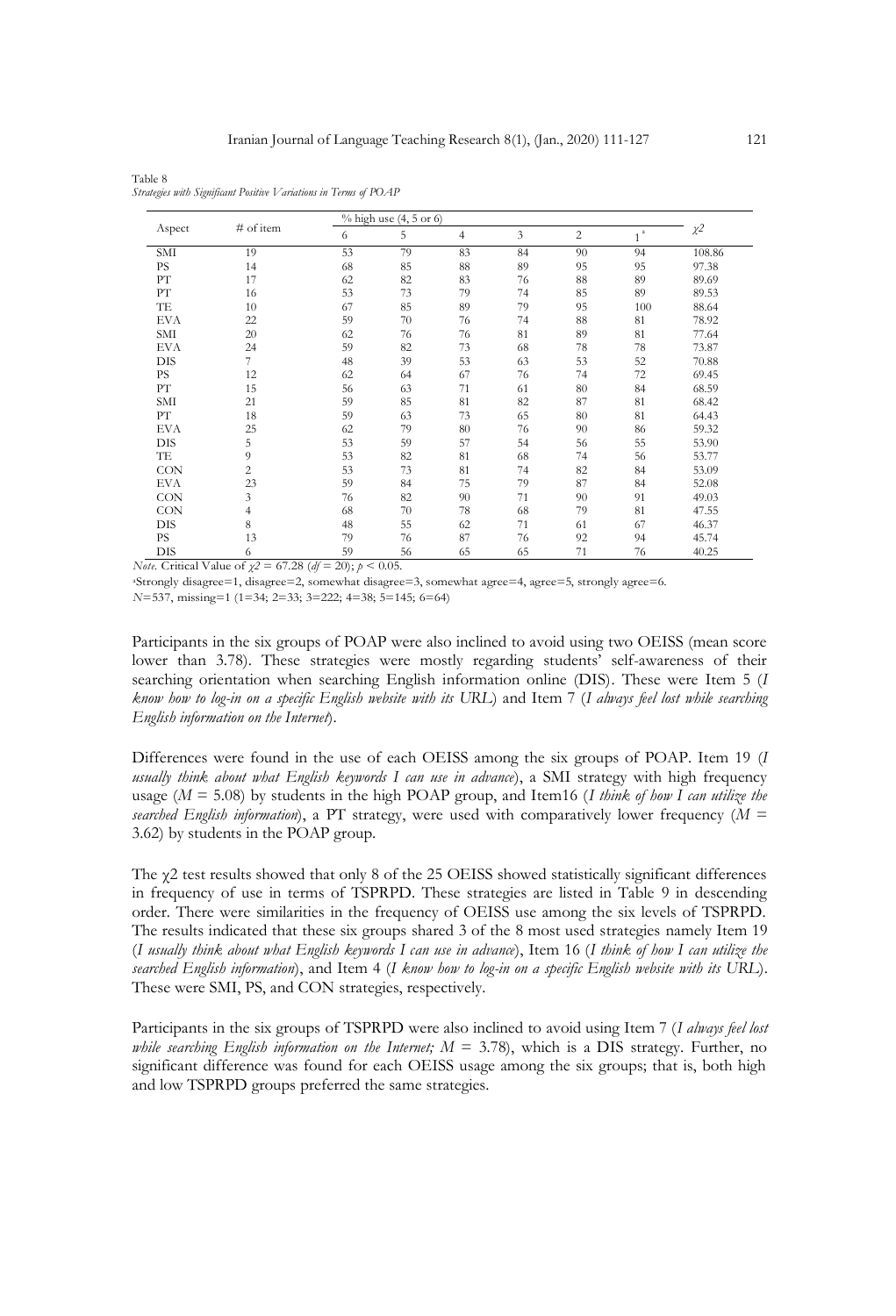Table 8
*Strategies with Significant Positive Variations in Terms of POAP*

| Aspect | # of item | % high use (4, 5 or 6) | | | | | | $\chi2$ |
|---|---|---|---|---|---|---|---|---|
| | | 6 | 5 | 4 | 3 | 2 | 1[a] | |
| SMI | 19 | 53 | 79 | 83 | 84 | 90 | 94 | 108.86 |
| PS | 14 | 68 | 85 | 88 | 89 | 95 | 95 | 97.38 |
| PT | 17 | 62 | 82 | 83 | 76 | 88 | 89 | 89.69 |
| PT | 16 | 53 | 73 | 79 | 74 | 85 | 89 | 89.53 |
| TE | 10 | 67 | 85 | 89 | 79 | 95 | 100 | 88.64 |
| EVA | 22 | 59 | 70 | 76 | 74 | 88 | 81 | 78.92 |
| SMI | 20 | 62 | 76 | 76 | 81 | 89 | 81 | 77.64 |
| EVA | 24 | 59 | 82 | 73 | 68 | 78 | 78 | 73.87 |
| DIS | 7 | 48 | 39 | 53 | 63 | 53 | 52 | 70.88 |
| PS | 12 | 62 | 64 | 67 | 76 | 74 | 72 | 69.45 |
| PT | 15 | 56 | 63 | 71 | 61 | 80 | 84 | 68.59 |
| SMI | 21 | 59 | 85 | 81 | 82 | 87 | 81 | 68.42 |
| PT | 18 | 59 | 63 | 73 | 65 | 80 | 81 | 64.43 |
| EVA | 25 | 62 | 79 | 80 | 76 | 90 | 86 | 59.32 |
| DIS | 5 | 53 | 59 | 57 | 54 | 56 | 55 | 53.90 |
| TE | 9 | 53 | 82 | 81 | 68 | 74 | 56 | 53.77 |
| CON | 2 | 53 | 73 | 81 | 74 | 82 | 84 | 53.09 |
| EVA | 23 | 59 | 84 | 75 | 79 | 87 | 84 | 52.08 |
| CON | 3 | 76 | 82 | 90 | 71 | 90 | 91 | 49.03 |
| CON | 4 | 68 | 70 | 78 | 68 | 79 | 81 | 47.55 |
| DIS | 8 | 48 | 55 | 62 | 71 | 61 | 67 | 46.37 |
| PS | 13 | 79 | 76 | 87 | 76 | 92 | 94 | 45.74 |
| DIS | 6 | 59 | 56 | 65 | 65 | 71 | 76 | 40.25 |

*Note*. Critical Value of $\chi2 = 67.28$ ($df = 20$); $p < 0.05$.

[a]Strongly disagree=1, disagree=2, somewhat disagree=3, somewhat agree=4, agree=5, strongly agree=6.

$N$=537, missing=1 (1=34; 2=33; 3=222; 4=38; 5=145; 6=64)

Participants in the six groups of POAP were also inclined to avoid using two OEISS (mean score lower than 3.78). These strategies were mostly regarding students' self-awareness of their searching orientation when searching English information online (DIS). These were Item 5 (*I know how to log-in on a specific English website with its URL*) and Item 7 (*I always feel lost while searching English information on the Internet*).

Differences were found in the use of each OEISS among the six groups of POAP. Item 19 (*I usually think about what English keywords I can use in advance*), a SMI strategy with high frequency usage ($M$ = 5.08) by students in the high POAP group, and Item16 (*I think of how I can utilize the searched English information*), a PT strategy, were used with comparatively lower frequency ($M$ = 3.62) by students in the POAP group.

The $\chi2$ test results showed that only 8 of the 25 OEISS showed statistically significant differences in frequency of use in terms of TSPRPD. These strategies are listed in Table 9 in descending order. There were similarities in the frequency of OEISS use among the six levels of TSPRPD. The results indicated that these six groups shared 3 of the 8 most used strategies namely Item 19 (*I usually think about what English keywords I can use in advance*), Item 16 (*I think of how I can utilize the searched English information*), and Item 4 (*I know how to log-in on a specific English website with its URL*). These were SMI, PS, and CON strategies, respectively.

Participants in the six groups of TSPRPD were also inclined to avoid using Item 7 (*I always feel lost while searching English information on the Internet;* $M$ = 3.78), which is a DIS strategy. Further, no significant difference was found for each OEISS usage among the six groups; that is, both high and low TSPRPD groups preferred the same strategies.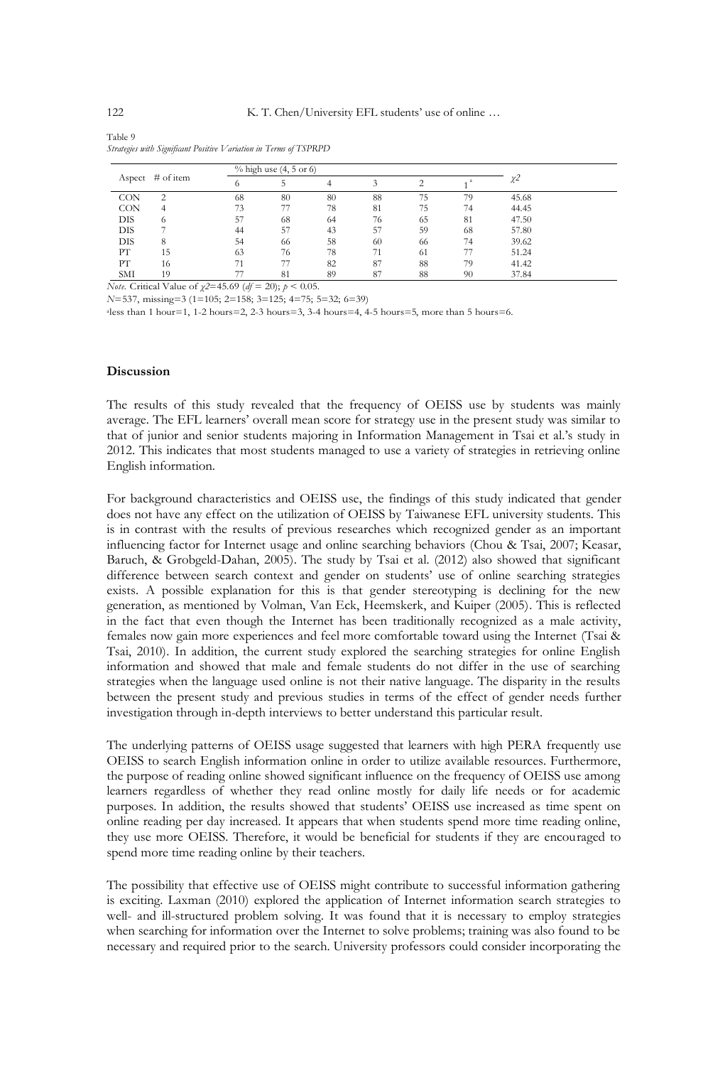Table 9
*Strategies with Significant Positive Variation in Terms of TSPRPD*

| Aspect | # of item | % high use (4, 5 or 6) | | | | | | $\chi^2$ |
|---|---|---|---|---|---|---|---|---|
| | | 6 | 5 | 4 | 3 | 2 | 1[a] | |
| CON | 2 | 68 | 80 | 80 | 88 | 75 | 79 | 45.68 |
| CON | 4 | 73 | 77 | 78 | 81 | 75 | 74 | 44.45 |
| DIS | 6 | 57 | 68 | 64 | 76 | 65 | 81 | 47.50 |
| DIS | 7 | 44 | 57 | 43 | 57 | 59 | 68 | 57.80 |
| DIS | 8 | 54 | 66 | 58 | 60 | 66 | 74 | 39.62 |
| PT | 15 | 63 | 76 | 78 | 71 | 61 | 77 | 51.24 |
| PT | 16 | 71 | 77 | 82 | 87 | 88 | 79 | 41.42 |
| SMI | 19 | 77 | 81 | 89 | 87 | 88 | 90 | 37.84 |

*Note.* Critical Value of $\chi 2$=45.69 ($df$ = 20); $p$ < 0.05.

$N$=537, missing=3 (1=105; 2=158; 3=125; 4=75; 5=32; 6=39)

[a]less than 1 hour=1, 1-2 hours=2, 2-3 hours=3, 3-4 hours=4, 4-5 hours=5, more than 5 hours=6.

## Discussion

The results of this study revealed that the frequency of OEISS use by students was mainly average. The EFL learners' overall mean score for strategy use in the present study was similar to that of junior and senior students majoring in Information Management in Tsai et al.'s study in 2012. This indicates that most students managed to use a variety of strategies in retrieving online English information.

For background characteristics and OEISS use, the findings of this study indicated that gender does not have any effect on the utilization of OEISS by Taiwanese EFL university students. This is in contrast with the results of previous researches which recognized gender as an important influencing factor for Internet usage and online searching behaviors (Chou & Tsai, 2007; Keasar, Baruch, & Grobgeld-Dahan, 2005). The study by Tsai et al. (2012) also showed that significant difference between search context and gender on students' use of online searching strategies exists. A possible explanation for this is that gender stereotyping is declining for the new generation, as mentioned by Volman, Van Eck, Heemskerk, and Kuiper (2005). This is reflected in the fact that even though the Internet has been traditionally recognized as a male activity, females now gain more experiences and feel more comfortable toward using the Internet (Tsai & Tsai, 2010). In addition, the current study explored the searching strategies for online English information and showed that male and female students do not differ in the use of searching strategies when the language used online is not their native language. The disparity in the results between the present study and previous studies in terms of the effect of gender needs further investigation through in-depth interviews to better understand this particular result.

The underlying patterns of OEISS usage suggested that learners with high PERA frequently use OEISS to search English information online in order to utilize available resources. Furthermore, the purpose of reading online showed significant influence on the frequency of OEISS use among learners regardless of whether they read online mostly for daily life needs or for academic purposes. In addition, the results showed that students' OEISS use increased as time spent on online reading per day increased. It appears that when students spend more time reading online, they use more OEISS. Therefore, it would be beneficial for students if they are encouraged to spend more time reading online by their teachers.

The possibility that effective use of OEISS might contribute to successful information gathering is exciting. Laxman (2010) explored the application of Internet information search strategies to well- and ill-structured problem solving. It was found that it is necessary to employ strategies when searching for information over the Internet to solve problems; training was also found to be necessary and required prior to the search. University professors could consider incorporating the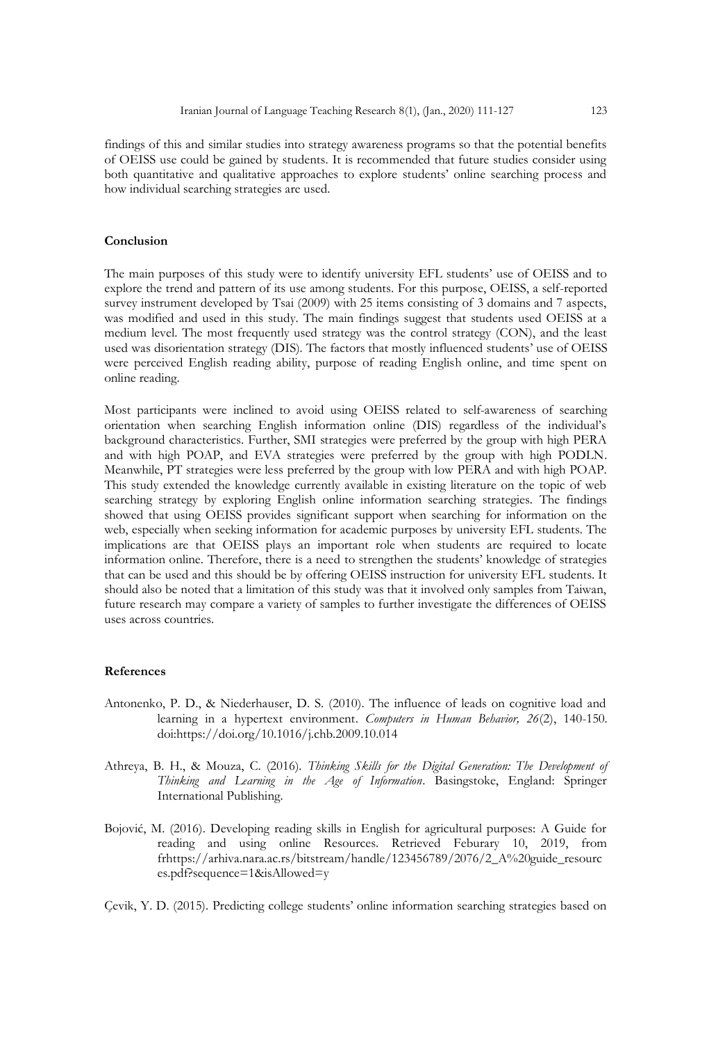findings of this and similar studies into strategy awareness programs so that the potential benefits of OEISS use could be gained by students. It is recommended that future studies consider using both quantitative and qualitative approaches to explore students' online searching process and how individual searching strategies are used.

### Conclusion

The main purposes of this study were to identify university EFL students' use of OEISS and to explore the trend and pattern of its use among students. For this purpose, OEISS, a self-reported survey instrument developed by Tsai (2009) with 25 items consisting of 3 domains and 7 aspects, was modified and used in this study. The main findings suggest that students used OEISS at a medium level. The most frequently used strategy was the control strategy (CON), and the least used was disorientation strategy (DIS). The factors that mostly influenced students' use of OEISS were perceived English reading ability, purpose of reading English online, and time spent on online reading.

Most participants were inclined to avoid using OEISS related to self-awareness of searching orientation when searching English information online (DIS) regardless of the individual's background characteristics. Further, SMI strategies were preferred by the group with high PERA and with high POAP, and EVA strategies were preferred by the group with high PODLN. Meanwhile, PT strategies were less preferred by the group with low PERA and with high POAP. This study extended the knowledge currently available in existing literature on the topic of web searching strategy by exploring English online information searching strategies. The findings showed that using OEISS provides significant support when searching for information on the web, especially when seeking information for academic purposes by university EFL students. The implications are that OEISS plays an important role when students are required to locate information online. Therefore, there is a need to strengthen the students' knowledge of strategies that can be used and this should be by offering OEISS instruction for university EFL students. It should also be noted that a limitation of this study was that it involved only samples from Taiwan, future research may compare a variety of samples to further investigate the differences of OEISS uses across countries.

### References

Antonenko, P. D., & Niederhauser, D. S. (2010). The influence of leads on cognitive load and learning in a hypertext environment. *Computers in Human Behavior, 26*(2), 140-150. doi:https://doi.org/10.1016/j.chb.2009.10.014

Athreya, B. H., & Mouza, C. (2016). *Thinking Skills for the Digital Generation: The Development of Thinking and Learning in the Age of Information*. Basingstoke, England: Springer International Publishing.

Bojović, M. (2016). Developing reading skills in English for agricultural purposes: A Guide for reading and using online Resources. Retrieved Feburary 10, 2019, from frhttps://arhiva.nara.ac.rs/bitstream/handle/123456789/2076/2_A%20guide_resources.pdf?sequence=1&isAllowed=y

Çevik, Y. D. (2015). Predicting college students' online information searching strategies based on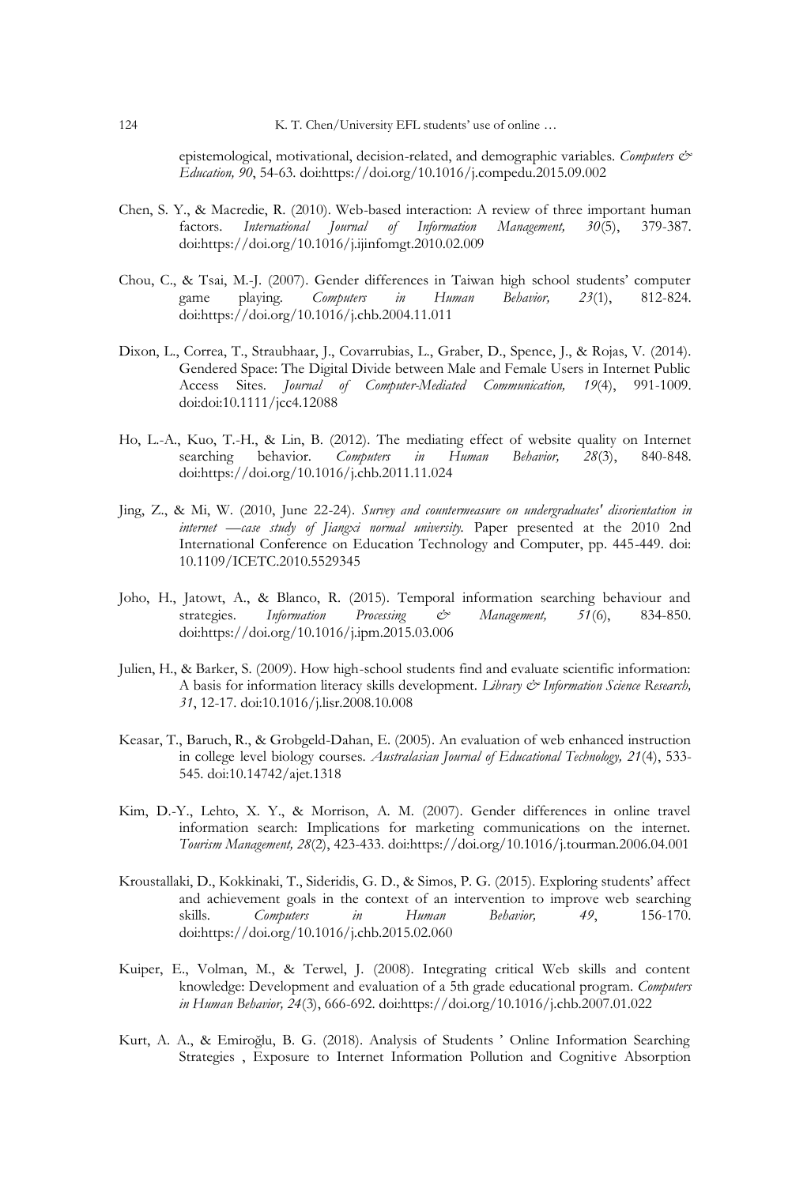epistemological, motivational, decision-related, and demographic variables. *Computers & Education, 90*, 54-63. doi:https://doi.org/10.1016/j.compedu.2015.09.002

Chen, S. Y., & Macredie, R. (2010). Web-based interaction: A review of three important human factors. *International Journal of Information Management, 30*(5), 379-387. doi:https://doi.org/10.1016/j.ijinfomgt.2010.02.009

Chou, C., & Tsai, M.-J. (2007). Gender differences in Taiwan high school students' computer game playing. *Computers in Human Behavior, 23*(1), 812-824. doi:https://doi.org/10.1016/j.chb.2004.11.011

Dixon, L., Correa, T., Straubhaar, J., Covarrubias, L., Graber, D., Spence, J., & Rojas, V. (2014). Gendered Space: The Digital Divide between Male and Female Users in Internet Public Access Sites. *Journal of Computer-Mediated Communication, 19*(4), 991-1009. doi:doi:10.1111/jcc4.12088

Ho, L.-A., Kuo, T.-H., & Lin, B. (2012). The mediating effect of website quality on Internet searching behavior. *Computers in Human Behavior, 28*(3), 840-848. doi:https://doi.org/10.1016/j.chb.2011.11.024

Jing, Z., & Mi, W. (2010, June 22-24). *Survey and countermeasure on undergraduates' disorientation in internet —case study of Jiangxi normal university.* Paper presented at the 2010 2nd International Conference on Education Technology and Computer, pp. 445-449. doi: 10.1109/ICETC.2010.5529345

Joho, H., Jatowt, A., & Blanco, R. (2015). Temporal information searching behaviour and strategies. *Information Processing & Management, 51*(6), 834-850. doi:https://doi.org/10.1016/j.ipm.2015.03.006

Julien, H., & Barker, S. (2009). How high-school students find and evaluate scientific information: A basis for information literacy skills development. *Library & Information Science Research, 31*, 12-17. doi:10.1016/j.lisr.2008.10.008

Keasar, T., Baruch, R., & Grobgeld-Dahan, E. (2005). An evaluation of web enhanced instruction in college level biology courses. *Australasian Journal of Educational Technology, 21*(4), 533-545. doi:10.14742/ajet.1318

Kim, D.-Y., Lehto, X. Y., & Morrison, A. M. (2007). Gender differences in online travel information search: Implications for marketing communications on the internet. *Tourism Management, 28*(2), 423-433. doi:https://doi.org/10.1016/j.tourman.2006.04.001

Kroustallaki, D., Kokkinaki, T., Sideridis, G. D., & Simos, P. G. (2015). Exploring students' affect and achievement goals in the context of an intervention to improve web searching skills. *Computers in Human Behavior, 49*, 156-170. doi:https://doi.org/10.1016/j.chb.2015.02.060

Kuiper, E., Volman, M., & Terwel, J. (2008). Integrating critical Web skills and content knowledge: Development and evaluation of a 5th grade educational program. *Computers in Human Behavior, 24*(3), 666-692. doi:https://doi.org/10.1016/j.chb.2007.01.022

Kurt, A. A., & Emiroğlu, B. G. (2018). Analysis of Students ' Online Information Searching Strategies , Exposure to Internet Information Pollution and Cognitive Absorption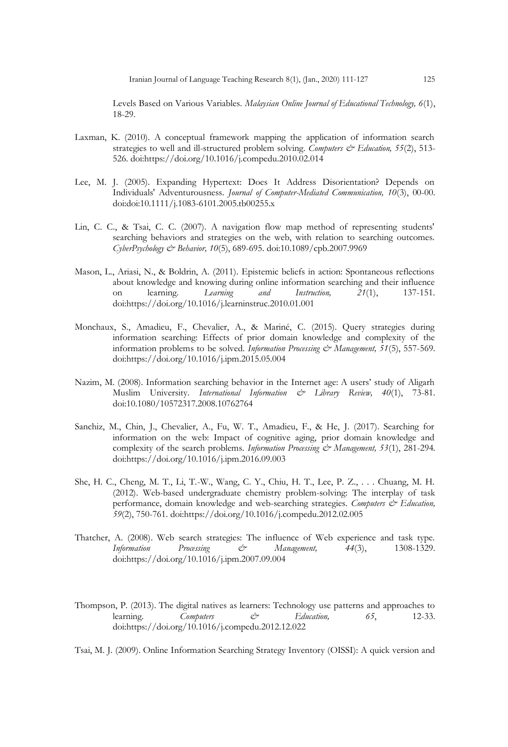Levels Based on Various Variables. *Malaysian Online Journal of Educational Technology, 6*(1), 18-29.

Laxman, K. (2010). A conceptual framework mapping the application of information search strategies to well and ill-structured problem solving. *Computers & Education, 55*(2), 513-526. doi:https://doi.org/10.1016/j.compedu.2010.02.014

Lee, M. J. (2005). Expanding Hypertext: Does It Address Disorientation? Depends on Individuals' Adventurousness. *Journal of Computer-Mediated Communication, 10*(3), 00-00. doi:doi:10.1111/j.1083-6101.2005.tb00255.x

Lin, C. C., & Tsai, C. C. (2007). A navigation flow map method of representing students' searching behaviors and strategies on the web, with relation to searching outcomes. *CyberPsychology & Behavior, 10*(5), 689-695. doi:10.1089/cpb.2007.9969

Mason, L., Ariasi, N., & Boldrin, A. (2011). Epistemic beliefs in action: Spontaneous reflections about knowledge and knowing during online information searching and their influence on learning. *Learning and Instruction, 21*(1), 137-151. doi:https://doi.org/10.1016/j.learninstruc.2010.01.001

Monchaux, S., Amadieu, F., Chevalier, A., & Mariné, C. (2015). Query strategies during information searching: Effects of prior domain knowledge and complexity of the information problems to be solved. *Information Processing & Management, 51*(5), 557-569. doi:https://doi.org/10.1016/j.ipm.2015.05.004

Nazim, M. (2008). Information searching behavior in the Internet age: A users' study of Aligarh Muslim University. *International Information & Library Review, 40*(1), 73-81. doi:10.1080/10572317.2008.10762764

Sanchiz, M., Chin, J., Chevalier, A., Fu, W. T., Amadieu, F., & He, J. (2017). Searching for information on the web: Impact of cognitive aging, prior domain knowledge and complexity of the search problems. *Information Processing & Management, 53*(1), 281-294. doi:https://doi.org/10.1016/j.ipm.2016.09.003

She, H. C., Cheng, M. T., Li, T.-W., Wang, C. Y., Chiu, H. T., Lee, P. Z., . . . Chuang, M. H. (2012). Web-based undergraduate chemistry problem-solving: The interplay of task performance, domain knowledge and web-searching strategies. *Computers & Education, 59*(2), 750-761. doi:https://doi.org/10.1016/j.compedu.2012.02.005

Thatcher, A. (2008). Web search strategies: The influence of Web experience and task type. *Information Processing & Management, 44*(3), 1308-1329. doi:https://doi.org/10.1016/j.ipm.2007.09.004

Thompson, P. (2013). The digital natives as learners: Technology use patterns and approaches to learning. *Computers & Education, 65*, 12-33. doi:https://doi.org/10.1016/j.compedu.2012.12.022

Tsai, M. J. (2009). Online Information Searching Strategy Inventory (OISSI): A quick version and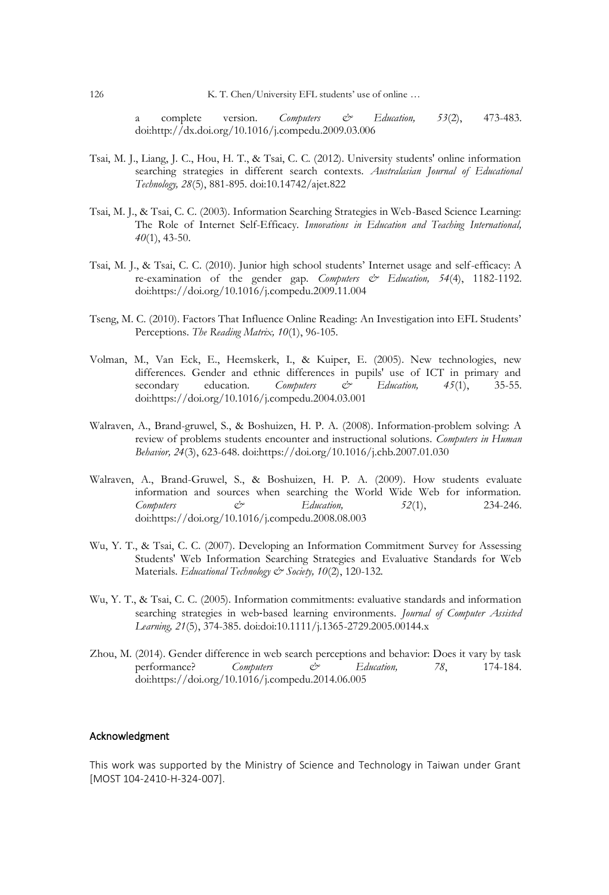a complete version. *Computers & Education, 53*(2), 473-483. doi:http://dx.doi.org/10.1016/j.compedu.2009.03.006

Tsai, M. J., Liang, J. C., Hou, H. T., & Tsai, C. C. (2012). University students' online information searching strategies in different search contexts. *Australasian Journal of Educational Technology, 28*(5), 881-895. doi:10.14742/ajet.822

Tsai, M. J., & Tsai, C. C. (2003). Information Searching Strategies in Web-Based Science Learning: The Role of Internet Self-Efficacy. *Innovations in Education and Teaching International, 40*(1), 43-50.

Tsai, M. J., & Tsai, C. C. (2010). Junior high school students' Internet usage and self-efficacy: A re-examination of the gender gap. *Computers & Education, 54*(4), 1182-1192. doi:https://doi.org/10.1016/j.compedu.2009.11.004

Tseng, M. C. (2010). Factors That Influence Online Reading: An Investigation into EFL Students' Perceptions. *The Reading Matrix, 10*(1), 96-105.

Volman, M., Van Eck, E., Heemskerk, I., & Kuiper, E. (2005). New technologies, new differences. Gender and ethnic differences in pupils' use of ICT in primary and secondary education. *Computers & Education, 45*(1), 35-55. doi:https://doi.org/10.1016/j.compedu.2004.03.001

Walraven, A., Brand-gruwel, S., & Boshuizen, H. P. A. (2008). Information-problem solving: A review of problems students encounter and instructional solutions. *Computers in Human Behavior, 24*(3), 623-648. doi:https://doi.org/10.1016/j.chb.2007.01.030

Walraven, A., Brand-Gruwel, S., & Boshuizen, H. P. A. (2009). How students evaluate information and sources when searching the World Wide Web for information. *Computers & Education, 52*(1), 234-246. doi:https://doi.org/10.1016/j.compedu.2008.08.003

Wu, Y. T., & Tsai, C. C. (2007). Developing an Information Commitment Survey for Assessing Students' Web Information Searching Strategies and Evaluative Standards for Web Materials. *Educational Technology & Society, 10*(2), 120-132.

Wu, Y. T., & Tsai, C. C. (2005). Information commitments: evaluative standards and information searching strategies in web-based learning environments. *Journal of Computer Assisted Learning, 21*(5), 374-385. doi:doi:10.1111/j.1365-2729.2005.00144.x

Zhou, M. (2014). Gender difference in web search perceptions and behavior: Does it vary by task performance? *Computers & Education, 78*, 174-184. doi:https://doi.org/10.1016/j.compedu.2014.06.005

## Acknowledgment

This work was supported by the Ministry of Science and Technology in Taiwan under Grant [MOST 104-2410-H-324-007].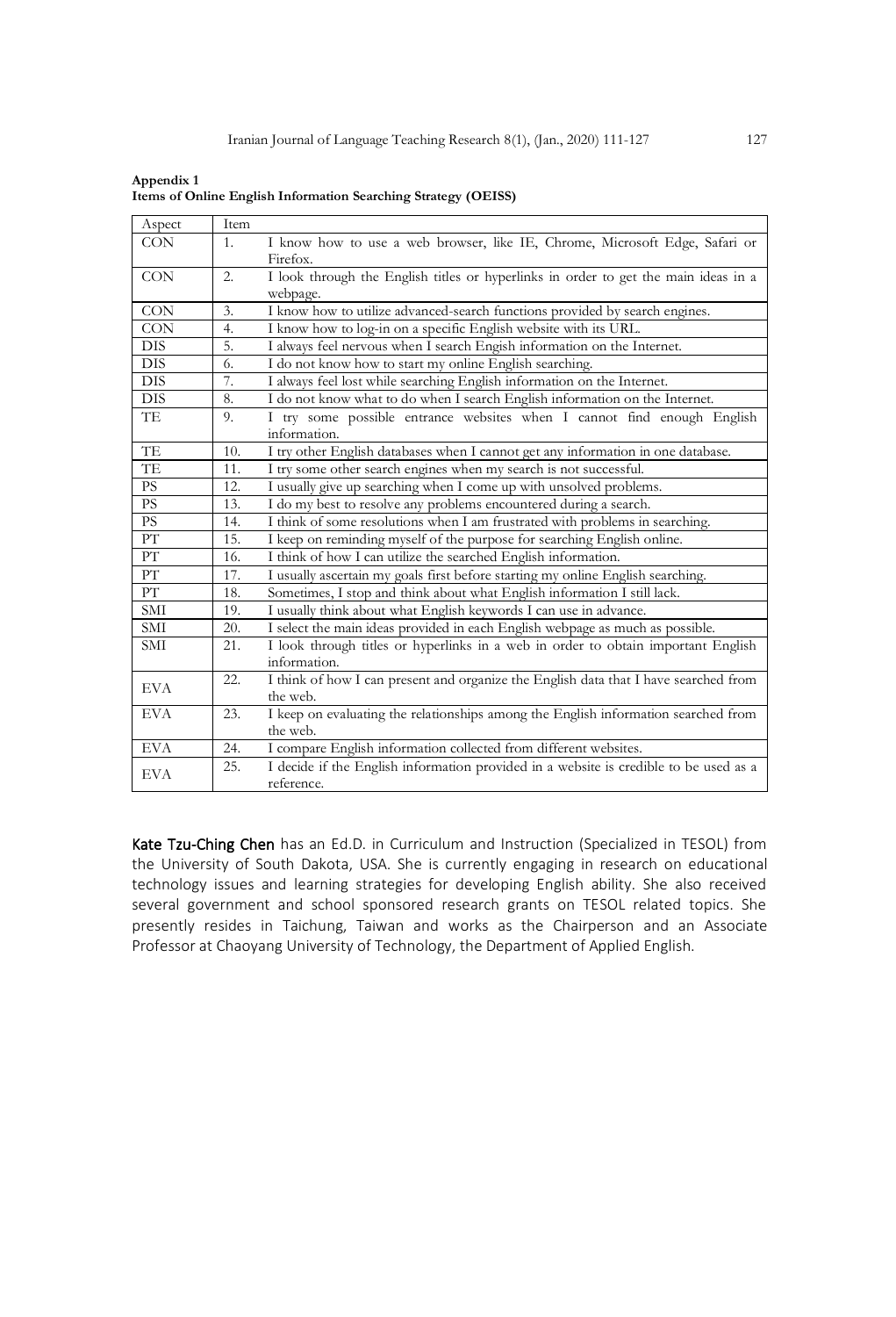**Appendix 1**
**Items of Online English Information Searching Strategy (OEISS)**

| Aspect | Item | |
|---|---|---|
| CON | 1. | I know how to use a web browser, like IE, Chrome, Microsoft Edge, Safari or Firefox. |
| CON | 2. | I look through the English titles or hyperlinks in order to get the main ideas in a webpage. |
| CON | 3. | I know how to utilize advanced-search functions provided by search engines. |
| CON | 4. | I know how to log-in on a specific English website with its URL. |
| DIS | 5. | I always feel nervous when I search Engish information on the Internet. |
| DIS | 6. | I do not know how to start my online English searching. |
| DIS | 7. | I always feel lost while searching English information on the Internet. |
| DIS | 8. | I do not know what to do when I search English information on the Internet. |
| TE | 9. | I try some possible entrance websites when I cannot find enough English information. |
| TE | 10. | I try other English databases when I cannot get any information in one database. |
| TE | 11. | I try some other search engines when my search is not successful. |
| PS | 12. | I usually give up searching when I come up with unsolved problems. |
| PS | 13. | I do my best to resolve any problems encountered during a search. |
| PS | 14. | I think of some resolutions when I am frustrated with problems in searching. |
| PT | 15. | I keep on reminding myself of the purpose for searching English online. |
| PT | 16. | I think of how I can utilize the searched English information. |
| PT | 17. | I usually ascertain my goals first before starting my online English searching. |
| PT | 18. | Sometimes, I stop and think about what English information I still lack. |
| SMI | 19. | I usually think about what English keywords I can use in advance. |
| SMI | 20. | I select the main ideas provided in each English webpage as much as possible. |
| SMI | 21. | I look through titles or hyperlinks in a web in order to obtain important English information. |
| EVA | 22. | I think of how I can present and organize the English data that I have searched from the web. |
| EVA | 23. | I keep on evaluating the relationships among the English information searched from the web. |
| EVA | 24. | I compare English information collected from different websites. |
| EVA | 25. | I decide if the English information provided in a website is credible to be used as a reference. |

**Kate Tzu-Ching Chen** has an Ed.D. in Curriculum and Instruction (Specialized in TESOL) from the University of South Dakota, USA. She is currently engaging in research on educational technology issues and learning strategies for developing English ability. She also received several government and school sponsored research grants on TESOL related topics. She presently resides in Taichung, Taiwan and works as the Chairperson and an Associate Professor at Chaoyang University of Technology, the Department of Applied English.